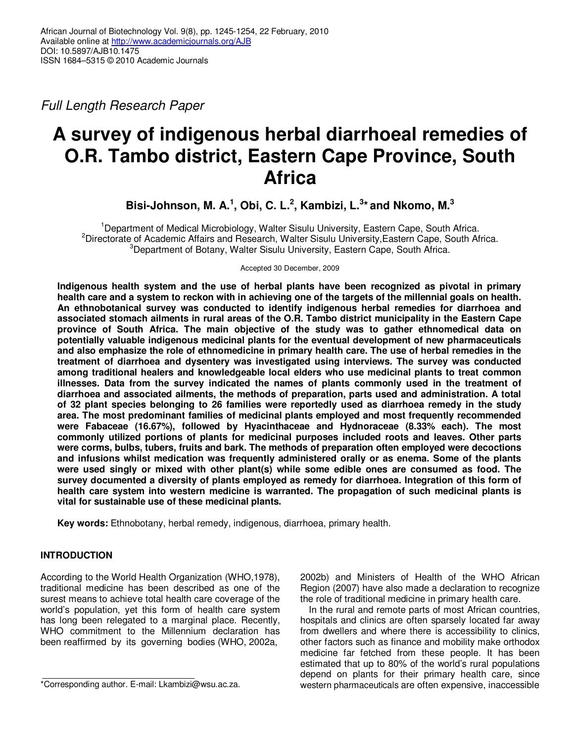African Journal of Biotechnology Vol. 9(8), pp. 1245-1254, 22 February, 2010
Available online at http://www.academicjournals.org/AJB
DOI: 10.5897/AJB10.1475
ISSN 1684–5315 © 2010 Academic Journals

*Full Length Research Paper*

# A survey of indigenous herbal diarrhoeal remedies of O.R. Tambo district, Eastern Cape Province, South Africa

**Bisi-Johnson, M. A.[1], Obi, C. L.[2], Kambizi, L.[3]* and Nkomo, M.[3]**

[1]Department of Medical Microbiology, Walter Sisulu University, Eastern Cape, South Africa.
[2]Directorate of Academic Affairs and Research, Walter Sisulu University, Eastern Cape, South Africa.
[3]Department of Botany, Walter Sisulu University, Eastern Cape, South Africa.

Accepted 30 December, 2009

**Indigenous health system and the use of herbal plants have been recognized as pivotal in primary health care and a system to reckon with in achieving one of the targets of the millennial goals on health. An ethnobotanical survey was conducted to identify indigenous herbal remedies for diarrhoea and associated stomach ailments in rural areas of the O.R. Tambo district municipality in the Eastern Cape province of South Africa. The main objective of the study was to gather ethnomedical data on potentially valuable indigenous medicinal plants for the eventual development of new pharmaceuticals and also emphasize the role of ethnomedicine in primary health care. The use of herbal remedies in the treatment of diarrhoea and dysentery was investigated using interviews. The survey was conducted among traditional healers and knowledgeable local elders who use medicinal plants to treat common illnesses. Data from the survey indicated the names of plants commonly used in the treatment of diarrhoea and associated ailments, the methods of preparation, parts used and administration. A total of 32 plant species belonging to 26 families were reportedly used as diarrhoea remedy in the study area. The most predominant families of medicinal plants employed and most frequently recommended were Fabaceae (16.67%), followed by Hyacinthaceae and Hydnoraceae (8.33% each). The most commonly utilized portions of plants for medicinal purposes included roots and leaves. Other parts were corms, bulbs, tubers, fruits and bark. The methods of preparation often employed were decoctions and infusions whilst medication was frequently administered orally or as enema. Some of the plants were used singly or mixed with other plant(s) while some edible ones are consumed as food. The survey documented a diversity of plants employed as remedy for diarrhoea. Integration of this form of health care system into western medicine is warranted. The propagation of such medicinal plants is vital for sustainable use of these medicinal plants.**

**Key words:** Ethnobotany, herbal remedy, indigenous, diarrhoea, primary health.

## INTRODUCTION

According to the World Health Organization (WHO,1978), traditional medicine has been described as one of the surest means to achieve total health care coverage of the world's population, yet this form of health care system has long been relegated to a marginal place. Recently, WHO commitment to the Millennium declaration has been reaffirmed by its governing bodies (WHO, 2002a, 2002b) and Ministers of Health of the WHO African Region (2007) have also made a declaration to recognize the role of traditional medicine in primary health care.

In the rural and remote parts of most African countries, hospitals and clinics are often sparsely located far away from dwellers and where there is accessibility to clinics, other factors such as finance and mobility make orthodox medicine far fetched from these people. It has been estimated that up to 80% of the world's rural populations depend on plants for their primary health care, since western pharmaceuticals are often expensive, inaccessible

*Corresponding author. E-mail: Lkambizi@wsu.ac.za.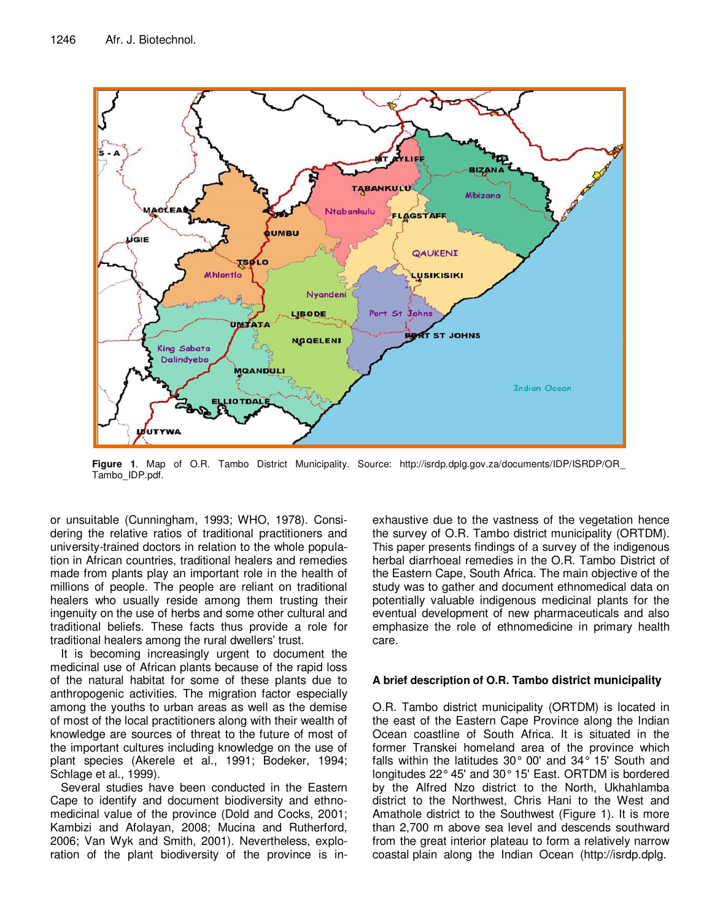Figure 1. Map of O.R. Tambo District Municipality. Source: http://isrdp.dplg.gov.za/documents/IDP/ISRDP/OR_Tambo_IDP.pdf.

or unsuitable (Cunningham, 1993; WHO, 1978). Considering the relative ratios of traditional practitioners and university-trained doctors in relation to the whole population in African countries, traditional healers and remedies made from plants play an important role in the health of millions of people. The people are reliant on traditional healers who usually reside among them trusting their ingenuity on the use of herbs and some other cultural and traditional beliefs. These facts thus provide a role for traditional healers among the rural dwellers' trust.

It is becoming increasingly urgent to document the medicinal use of African plants because of the rapid loss of the natural habitat for some of these plants due to anthropogenic activities. The migration factor especially among the youths to urban areas as well as the demise of most of the local practitioners along with their wealth of knowledge are sources of threat to the future of most of the important cultures including knowledge on the use of plant species (Akerele et al., 1991; Bodeker, 1994; Schlage et al., 1999).

Several studies have been conducted in the Eastern Cape to identify and document biodiversity and ethnomedicinal value of the province (Dold and Cocks, 2001; Kambizi and Afolayan, 2008; Mucina and Rutherford, 2006; Van Wyk and Smith, 2001). Nevertheless, exploration of the plant biodiversity of the province is inexhaustive due to the vastness of the vegetation hence the survey of O.R. Tambo district municipality (ORTDM). This paper presents findings of a survey of the indigenous herbal diarrhoeal remedies in the O.R. Tambo District of the Eastern Cape, South Africa. The main objective of the study was to gather and document ethnomedical data on potentially valuable indigenous medicinal plants for the eventual development of new pharmaceuticals and also emphasize the role of ethnomedicine in primary health care.

### A brief description of O.R. Tambo district municipality

O.R. Tambo district municipality (ORTDM) is located in the east of the Eastern Cape Province along the Indian Ocean coastline of South Africa. It is situated in the former Transkei homeland area of the province which falls within the latitudes 30° 00' and 34° 15' South and longitudes 22° 45' and 30° 15' East. ORTDM is bordered by the Alfred Nzo district to the North, Ukhahlamba district to the Northwest, Chris Hani to the West and Amathole district to the Southwest (Figure 1). It is more than 2,700 m above sea level and descends southward from the great interior plateau to form a relatively narrow coastal plain along the Indian Ocean (http://isrdp.dplg.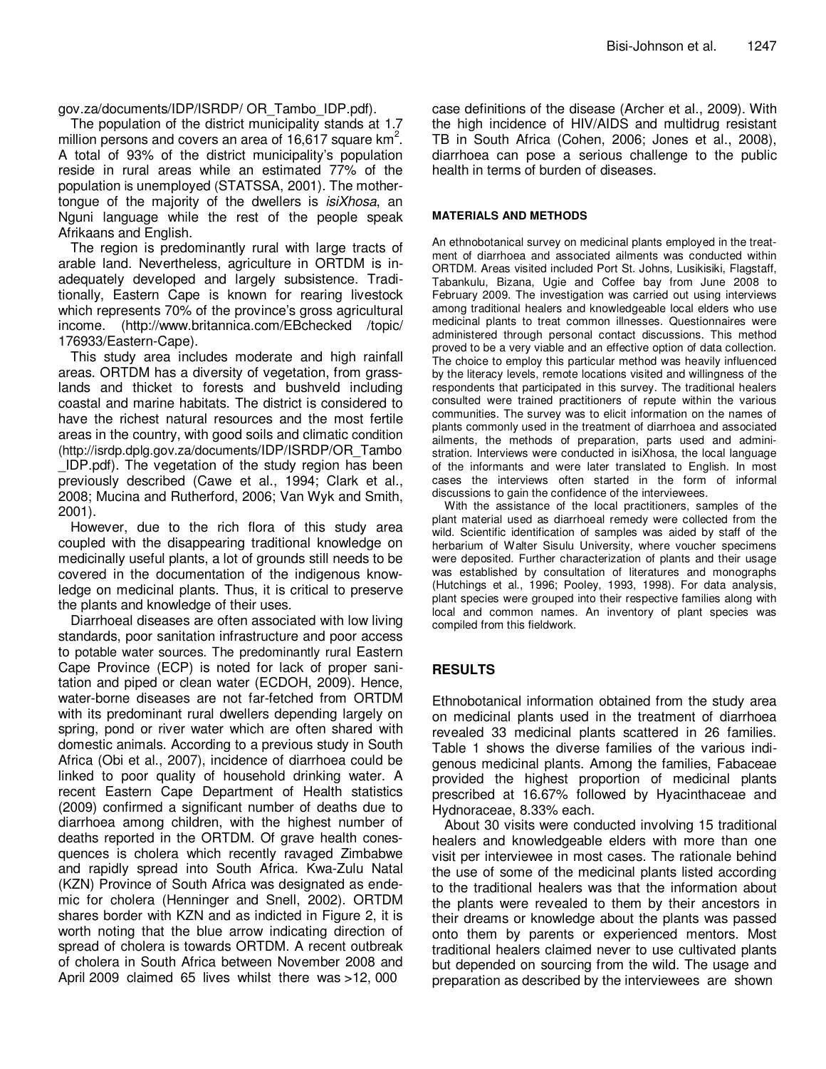gov.za/documents/IDP/ISRDP/ OR_Tambo_IDP.pdf).

The population of the district municipality stands at 1.7 million persons and covers an area of 16,617 square km$^2$. A total of 93% of the district municipality's population reside in rural areas while an estimated 77% of the population is unemployed (STATSSA, 2001). The mother-tongue of the majority of the dwellers is *isiXhosa*, an Nguni language while the rest of the people speak Afrikaans and English.

The region is predominantly rural with large tracts of arable land. Nevertheless, agriculture in ORTDM is inadequately developed and largely subsistence. Traditionally, Eastern Cape is known for rearing livestock which represents 70% of the province's gross agricultural income. (http://www.britannica.com/EBchecked /topic/ 176933/Eastern-Cape).

This study area includes moderate and high rainfall areas. ORTDM has a diversity of vegetation, from grasslands and thicket to forests and bushveld including coastal and marine habitats. The district is considered to have the richest natural resources and the most fertile areas in the country, with good soils and climatic condition (http://isrdp.dplg.gov.za/documents/IDP/ISRDP/OR_Tambo_IDP.pdf). The vegetation of the study region has been previously described (Cawe et al., 1994; Clark et al., 2008; Mucina and Rutherford, 2006; Van Wyk and Smith, 2001).

However, due to the rich flora of this study area coupled with the disappearing traditional knowledge on medicinally useful plants, a lot of grounds still needs to be covered in the documentation of the indigenous knowledge on medicinal plants. Thus, it is critical to preserve the plants and knowledge of their uses.

Diarrhoeal diseases are often associated with low living standards, poor sanitation infrastructure and poor access to potable water sources. The predominantly rural Eastern Cape Province (ECP) is noted for lack of proper sanitation and piped or clean water (ECDOH, 2009). Hence, water-borne diseases are not far-fetched from ORTDM with its predominant rural dwellers depending largely on spring, pond or river water which are often shared with domestic animals. According to a previous study in South Africa (Obi et al., 2007), incidence of diarrhoea could be linked to poor quality of household drinking water. A recent Eastern Cape Department of Health statistics (2009) confirmed a significant number of deaths due to diarrhoea among children, with the highest number of deaths reported in the ORTDM. Of grave health conesquences is cholera which recently ravaged Zimbabwe and rapidly spread into South Africa. Kwa-Zulu Natal (KZN) Province of South Africa was designated as endemic for cholera (Henninger and Snell, 2002). ORTDM shares border with KZN and as indicted in Figure 2, it is worth noting that the blue arrow indicating direction of spread of cholera is towards ORTDM. A recent outbreak of cholera in South Africa between November 2008 and April 2009 claimed 65 lives whilst there was >12, 000 case definitions of the disease (Archer et al., 2009). With the high incidence of HIV/AIDS and multidrug resistant TB in South Africa (Cohen, 2006; Jones et al., 2008), diarrhoea can pose a serious challenge to the public health in terms of burden of diseases.

## MATERIALS AND METHODS

An ethnobotanical survey on medicinal plants employed in the treatment of diarrhoea and associated ailments was conducted within ORTDM. Areas visited included Port St. Johns, Lusikisiki, Flagstaff, Tabankulu, Bizana, Ugie and Coffee bay from June 2008 to February 2009. The investigation was carried out using interviews among traditional healers and knowledgeable local elders who use medicinal plants to treat common illnesses. Questionnaires were administered through personal contact discussions. This method proved to be a very viable and an effective option of data collection. The choice to employ this particular method was heavily influenced by the literacy levels, remote locations visited and willingness of the respondents that participated in this survey. The traditional healers consulted were trained practitioners of repute within the various communities. The survey was to elicit information on the names of plants commonly used in the treatment of diarrhoea and associated ailments, the methods of preparation, parts used and administration. Interviews were conducted in isiXhosa, the local language of the informants and were later translated to English. In most cases the interviews often started in the form of informal discussions to gain the confidence of the interviewees.

With the assistance of the local practitioners, samples of the plant material used as diarrhoeal remedy were collected from the wild. Scientific identification of samples was aided by staff of the herbarium of Walter Sisulu University, where voucher specimens were deposited. Further characterization of plants and their usage was established by consultation of literatures and monographs (Hutchings et al., 1996; Pooley, 1993, 1998). For data analysis, plant species were grouped into their respective families along with local and common names. An inventory of plant species was compiled from this fieldwork.

## RESULTS

Ethnobotanical information obtained from the study area on medicinal plants used in the treatment of diarrhoea revealed 33 medicinal plants scattered in 26 families. Table 1 shows the diverse families of the various indigenous medicinal plants. Among the families, Fabaceae provided the highest proportion of medicinal plants prescribed at 16.67% followed by Hyacinthaceae and Hydnoraceae, 8.33% each.

About 30 visits were conducted involving 15 traditional healers and knowledgeable elders with more than one visit per interviewee in most cases. The rationale behind the use of some of the medicinal plants listed according to the traditional healers was that the information about the plants were revealed to them by their ancestors in their dreams or knowledge about the plants was passed onto them by parents or experienced mentors. Most traditional healers claimed never to use cultivated plants but depended on sourcing from the wild. The usage and preparation as described by the interviewees are shown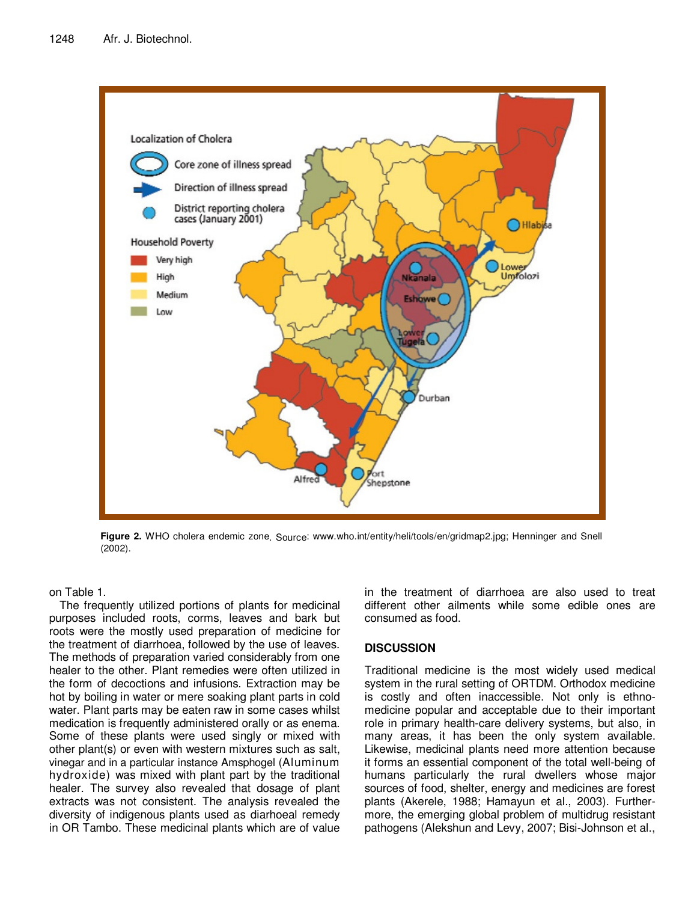Figure 2. WHO cholera endemic zone. Source: www.who.int/entity/heli/tools/en/gridmap2.jpg; Henninger and Snell (2002).

on Table 1.

The frequently utilized portions of plants for medicinal purposes included roots, corms, leaves and bark but roots were the mostly used preparation of medicine for the treatment of diarrhoea, followed by the use of leaves. The methods of preparation varied considerably from one healer to the other. Plant remedies were often utilized in the form of decoctions and infusions. Extraction may be hot by boiling in water or mere soaking plant parts in cold water. Plant parts may be eaten raw in some cases whilst medication is frequently administered orally or as enema. Some of these plants were used singly or mixed with other plant(s) or even with western mixtures such as salt, vinegar and in a particular instance Amsphogel (Aluminum hydroxide) was mixed with plant part by the traditional healer. The survey also revealed that dosage of plant extracts was not consistent. The analysis revealed the diversity of indigenous plants used as diarhoeal remedy in OR Tambo. These medicinal plants which are of value in the treatment of diarrhoea are also used to treat different other ailments while some edible ones are consumed as food.

## DISCUSSION

Traditional medicine is the most widely used medical system in the rural setting of ORTDM. Orthodox medicine is costly and often inaccessible. Not only is ethnomedicine popular and acceptable due to their important role in primary health-care delivery systems, but also, in many areas, it has been the only system available. Likewise, medicinal plants need more attention because it forms an essential component of the total well-being of humans particularly the rural dwellers whose major sources of food, shelter, energy and medicines are forest plants (Akerele, 1988; Hamayun et al., 2003). Furthermore, the emerging global problem of multidrug resistant pathogens (Alekshun and Levy, 2007; Bisi-Johnson et al.,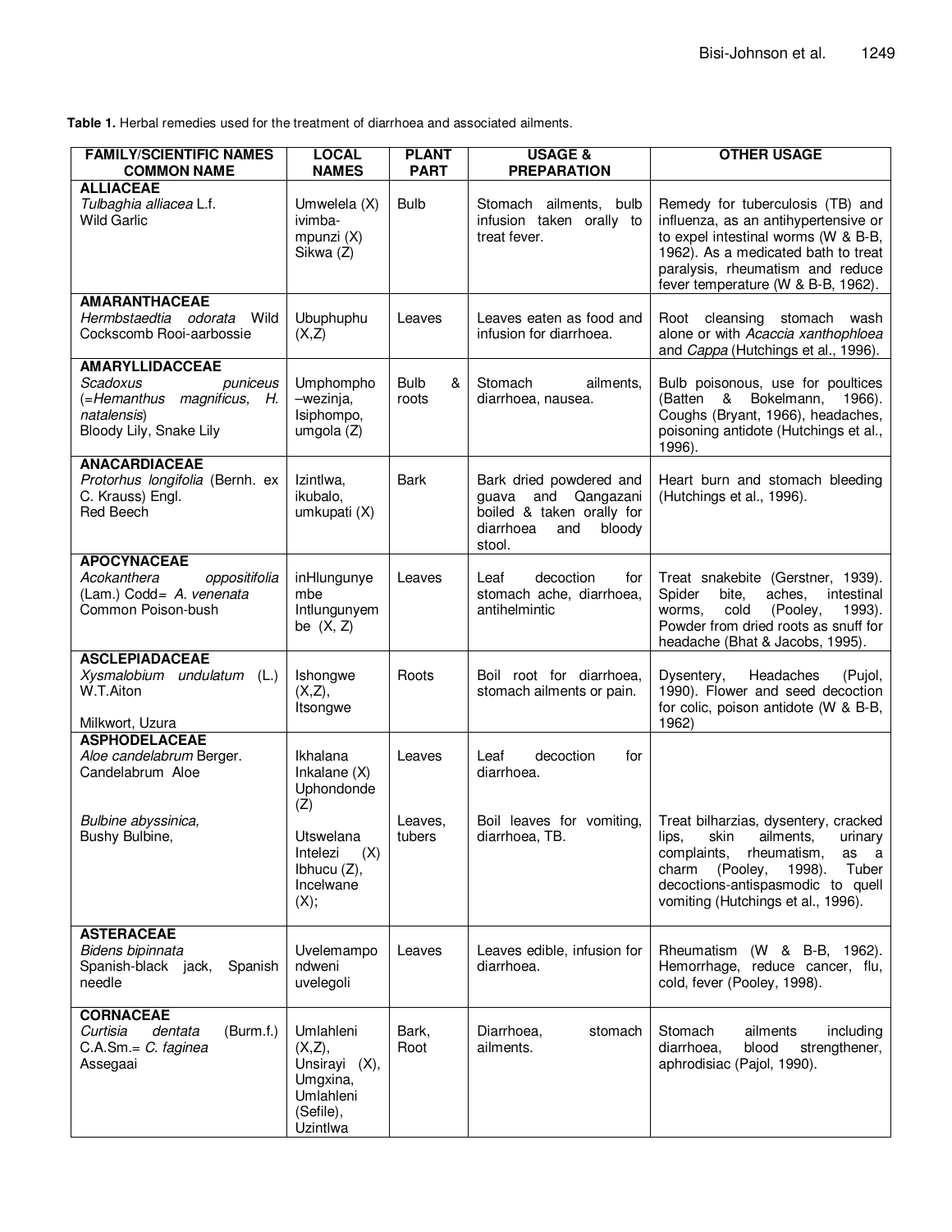**Table 1.** Herbal remedies used for the treatment of diarrhoea and associated ailments.

| FAMILY/SCIENTIFIC NAMES COMMON NAME | LOCAL NAMES | PLANT PART | USAGE & PREPARATION | OTHER USAGE |
|---|---|---|---|---|
| **ALLIACEAE** *Tulbaghia alliacea* L.f. Wild Garlic | Umwelela (X) ivimba-mpunzi (X) Sikwa (Z) | Bulb | Stomach ailments, bulb infusion taken orally to treat fever. | Remedy for tuberculosis (TB) and influenza, as an antihypertensive or to expel intestinal worms (W & B-B, 1962). As a medicated bath to treat paralysis, rheumatism and reduce fever temperature (W & B-B, 1962). |
| **AMARANTHACEAE** *Hermbstaedtia odorata* Wild Cockscomb Rooi-aarbossie | Ubuphuphu (X,Z) | Leaves | Leaves eaten as food and infusion for diarrhoea. | Root cleansing stomach wash alone or with *Acaccia xanthophloea* and *Cappa* (Hutchings et al., 1996). |
| **AMARYLLIDACCEAE** *Scadoxus puniceus* (=*Hemanthus magnificus, H. natalensis*) Bloody Lily, Snake Lily | Umphompho –wezinja, Isiphompo, umgola (Z) | Bulb & roots | Stomach ailments, diarrhoea, nausea. | Bulb poisonous, use for poultices (Batten & Bokelmann, 1966). Coughs (Bryant, 1966), headaches, poisoning antidote (Hutchings et al., 1996). |
| **ANACARDIACEAE** *Protorhus longifolia* (Bernh. ex C. Krauss) Engl. Red Beech | Izintlwa, ikubalo, umkupati (X) | Bark | Bark dried powdered and guava and Qangazani boiled & taken orally for diarrhoea and bloody stool. | Heart burn and stomach bleeding (Hutchings et al., 1996). |
| **APOCYNACEAE** *Acokanthera oppositifolia* (Lam.) Codd= *A. venenata* Common Poison-bush | inHlungunyembe Intlungunyembe (X, Z) | Leaves | Leaf decoction for stomach ache, diarrhoea, antihelmintic | Treat snakebite (Gerstner, 1939). Spider bite, aches, intestinal worms, cold (Pooley, 1993). Powder from dried roots as snuff for headache (Bhat & Jacobs, 1995). |
| **ASCLEPIADACEAE** *Xysmalobium undulatum* (L.) W.T.Aiton Milkwort, Uzura | Ishongwe (X,Z), Itsongwe | Roots | Boil root for diarrhoea, stomach ailments or pain. | Dysentery, Headaches (Pujol, 1990). Flower and seed decoction for colic, poison antidote (W & B-B, 1962) |
| **ASPHODELACEAE** *Aloe candelabrum* Berger. Candelabrum Aloe | Ikhalana Inkalane (X) Uphondonde (Z) | Leaves | Leaf decoction for diarrhoea. | |
| *Bulbine abyssinica*, Bushy Bulbine, | Utswelana Intelezi (X) Ibhucu (Z), Incelwane (X); | Leaves, tubers | Boil leaves for vomiting, diarrhoea, TB. | Treat bilharzias, dysentery, cracked lips, skin ailments, urinary complaints, rheumatism, as a charm (Pooley, 1998). Tuber decoctions-antispasmodic to quell vomiting (Hutchings et al., 1996). |
| **ASTERACEAE** *Bidens bipinnata* Spanish-black jack, Spanish needle | Uvelemampondweni uvelegoli | Leaves | Leaves edible, infusion for diarrhoea. | Rheumatism (W & B-B, 1962). Hemorrhage, reduce cancer, flu, cold, fever (Pooley, 1998). |
| **CORNACEAE** *Curtisia dentata* (Burm.f.) C.A.Sm.= *C. faginea* Assegaai | Umlahleni (X,Z), Unsirayi (X), Umgxina, Umlahleni (Sefile), Uzintlwa | Bark, Root | Diarrhoea, stomach ailments. | Stomach ailments including diarrhoea, blood strengthener, aphrodisiac (Pajol, 1990). |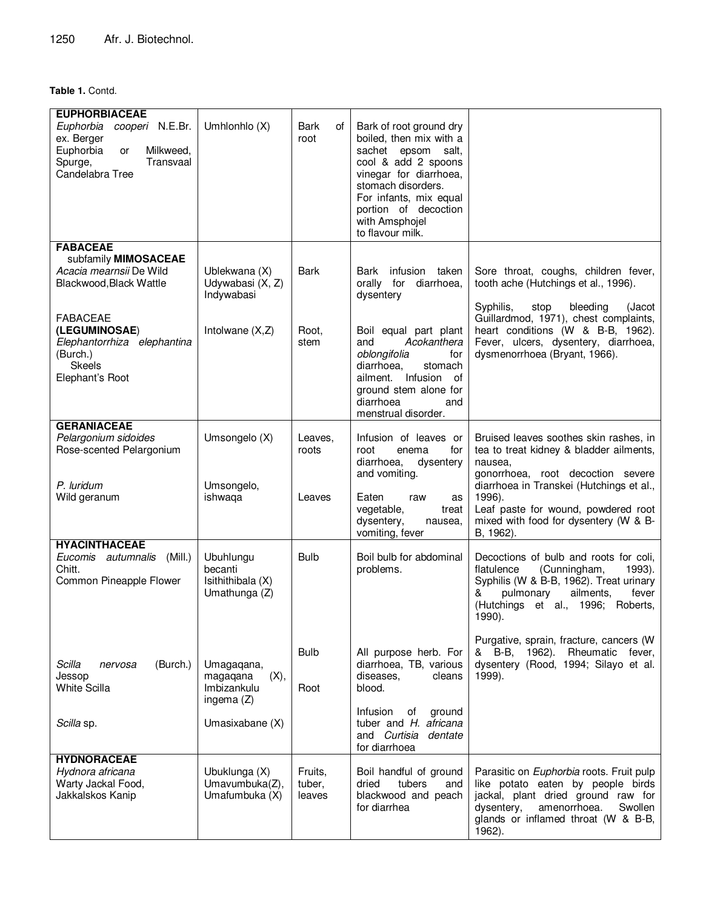**Table 1.** Contd.

| | | | | |
|---|---|---|---|---|
| **EUPHORBIACEAE**<br>*Euphorbia cooperi* N.E.Br. ex. Berger<br>Euphorbia or Milkweed, Spurge, Transvaal Candelabra Tree | Umhlonhlo (X) | Bark of root | Bark of root ground dry boiled, then mix with a sachet epsom salt, cool & add 2 spoons vinegar for diarrhoea, stomach disorders.<br>For infants, mix equal portion of decoction with Amsphojel to flavour milk. | |
| **FABACEAE**<br>subfamily **MIMOSACEAE**<br>*Acacia mearnsii* De Wild<br>Blackwood,Black Wattle | Ublekwana (X)<br>Udywabasi (X, Z)<br>Indywabasi | Bark | Bark infusion taken orally for diarrhoea, dysentery | Sore throat, coughs, children fever, tooth ache (Hutchings et al., 1996). |
| FABACEAE<br>**(LEGUMINOSAE)**<br>*Elephantorrhiza elephantina* (Burch.) Skeels<br>Elephant's Root | Intolwane (X,Z) | Root, stem | Boil equal part plant and *Acokanthera oblongifolia* for diarrhoea, stomach ailment. Infusion of ground stem alone for diarrhoea and menstrual disorder. | Syphilis, stop bleeding (Jacot Guillardmod, 1971), chest complaints, heart conditions (W & B-B, 1962). Fever, ulcers, dysentery, diarrhoea, dysmenorrhoea (Bryant, 1966). |
| **GERANIACEAE**<br>*Pelargonium sidoides*<br>Rose-scented Pelargonium | Umsongelo (X) | Leaves, roots | Infusion of leaves or root enema for diarrhoea, dysentery and vomiting. | Bruised leaves soothes skin rashes, in tea to treat kidney & bladder ailments, nausea,<br>gonorrhoea, root decoction severe diarrhoea in Transkei (Hutchings et al., 1996). |
| *P. luridum*<br>Wild geranum | Umsongelo, ishwaqa | Leaves | Eaten raw as vegetable, treat dysentery, nausea, vomiting, fever | Leaf paste for wound, powdered root mixed with food for dysentery (W & B-B, 1962). |
| **HYACINTHACEAE**<br>*Eucomis autumnalis* (Mill.) Chitt.<br>Common Pineapple Flower | Ubuhlungu becanti<br>Isiththibala (X)<br>Umathunga (Z) | Bulb | Boil bulb for abdominal problems. | Decoctions of bulb and roots for coli, flatulence (Cunningham, 1993). Syphilis (W & B-B, 1962). Treat urinary & pulmonary ailments, fever (Hutchings et al., 1996; Roberts, 1990). |
| *Scilla nervosa* (Burch.) Jessop<br>White Scilla | Umagaqana, magaqana (X),<br>Imbizankulu ingema (Z) | Bulb<br><br>Root | All purpose herb. For diarrhoea, TB, various diseases, cleans blood. | Purgative, sprain, fracture, cancers (W & B-B, 1962). Rheumatic fever, dysentery (Rood, 1994; Silayo et al. 1999). |
| *Scilla* sp. | Umasixabane (X) | | Infusion of ground tuber and *H. africana* and *Curtisia dentate* for diarrhoea | |
| **HYDNORACEAE**<br>*Hydnora africana*<br>Warty Jackal Food, Jakkalskos Kanip | Ubuklunga (X)<br>Umavumbuka(Z),<br>Umafumbuka (X) | Fruits, tuber, leaves | Boil handful of ground dried tubers and blackwood and peach for diarrhea | Parasitic on *Euphorbia* roots. Fruit pulp like potato eaten by people birds jackal, plant dried ground raw for dysentery, amenorrhoea. Swollen glands or inflamed throat (W & B-B, 1962). |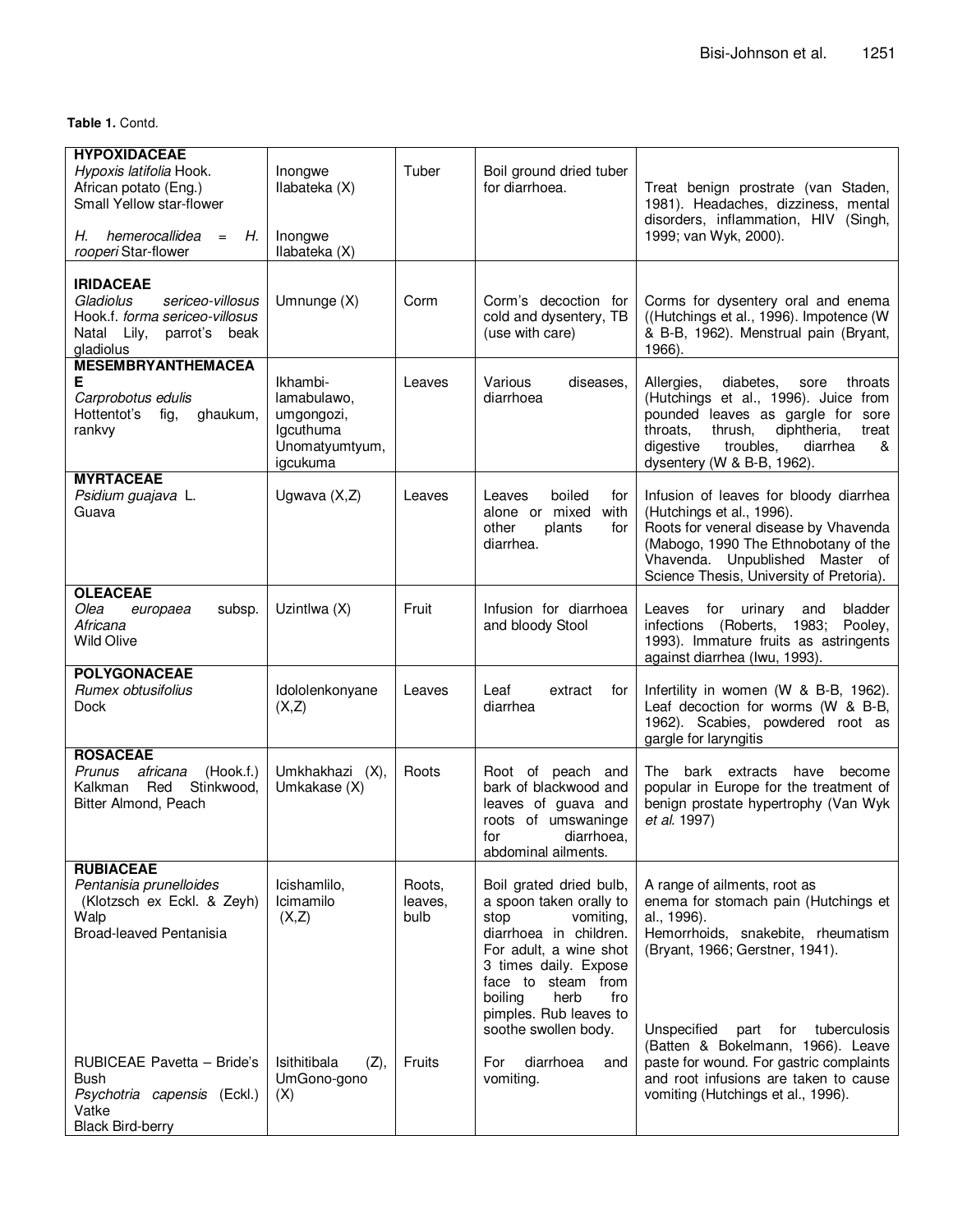**Table 1.** Contd.

| | | | | |
|---|---|---|---|---|
| **HYPOXIDACEAE**<br>*Hypoxis latifolia* Hook.<br>African potato (Eng.)<br>Small Yellow star-flower<br><br>*H. hemerocallidea* = *H. rooperi* Star-flower | Inongwe<br>Ilabateka (X)<br><br><br><br>Inongwe<br>Ilabateka (X) | Tuber | Boil ground dried tuber for diarrhoea. | Treat benign prostrate (van Staden, 1981). Headaches, dizziness, mental disorders, inflammation, HIV (Singh, 1999; van Wyk, 2000). |
| **IRIDACEAE**<br>*Gladiolus sericeo-villosus* Hook.f. *forma sericeo-villosus*<br>Natal Lily, parrot's beak gladiolus | Umnunge (X) | Corm | Corm's decoction for cold and dysentery, TB (use with care) | Corms for dysentery oral and enema ((Hutchings et al., 1996). Impotence (W & B-B, 1962). Menstrual pain (Bryant, 1966). |
| **MESEMBRYANTHEMACEAE**<br>*Carprobotus edulis*<br>Hottentot's fig, ghaukum, rankvy | Ikhambi-lamabulawo, umgongozi, Igcuthuma Unomatyumtyum, igcukuma | Leaves | Various diseases, diarrhoea | Allergies, diabetes, sore throats (Hutchings et al., 1996). Juice from pounded leaves as gargle for sore throats, thrush, diphtheria, treat digestive troubles, diarrhea & dysentery (W & B-B, 1962). |
| **MYRTACEAE**<br>*Psidium guajava* L.<br>Guava | Ugwava (X,Z) | Leaves | Leaves boiled for alone or mixed with other plants for diarrhea. | Infusion of leaves for bloody diarrhea (Hutchings et al., 1996).<br>Roots for veneral disease by Vhavenda (Mabogo, 1990 The Ethnobotany of the Vhavenda. Unpublished Master of Science Thesis, University of Pretoria). |
| **OLEACEAE**<br>*Olea europaea* subsp. *Africana*<br>Wild Olive | Uzintlwa (X) | Fruit | Infusion for diarrhoea and bloody Stool | Leaves for urinary and bladder infections (Roberts, 1983; Pooley, 1993). Immature fruits as astringents against diarrhea (Iwu, 1993). |
| **POLYGONACEAE**<br>*Rumex obtusifolius*<br>Dock | Idololenkonyane (X,Z) | Leaves | Leaf extract for diarrhea | Infertility in women (W & B-B, 1962). Leaf decoction for worms (W & B-B, 1962). Scabies, powdered root as gargle for laryngitis |
| **ROSACEAE**<br>*Prunus africana* (Hook.f.) Kalkman Red Stinkwood, Bitter Almond, Peach | Umkhakhazi (X), Umkakase (X) | Roots | Root of peach and bark of blackwood and leaves of guava and roots of umswaninge for diarrhoea, abdominal ailments. | The bark extracts have become popular in Europe for the treatment of benign prostate hypertrophy (Van Wyk *et al.* 1997) |
| **RUBIACEAE**<br>*Pentanisia prunelloides* (Klotzsch ex Eckl. & Zeyh) Walp<br>Broad-leaved Pentanisia | Icishamlilo, Icimamilo (X,Z) | Roots, leaves, bulb | Boil grated dried bulb, a spoon taken orally to stop vomiting, diarrhoea in children. For adult, a wine shot 3 times daily. Expose face to steam from boiling herb fro pimples. Rub leaves to soothe swollen body. | A range of ailments, root as enema for stomach pain (Hutchings et al., 1996).<br>Hemorrhoids, snakebite, rheumatism (Bryant, 1966; Gerstner, 1941).<br><br>Unspecified part for tuberculosis (Batten & Bokelmann, 1966). |
| RUBICEAE Pavetta – Bride's Bush<br>*Psychotria capensis* (Eckl.) Vatke<br>Black Bird-berry | Isithitibala (Z), UmGono-gono (X) | Fruits | For diarrhoea and vomiting. | Leave paste for wound. For gastric complaints and root infusions are taken to cause vomiting (Hutchings et al., 1996). |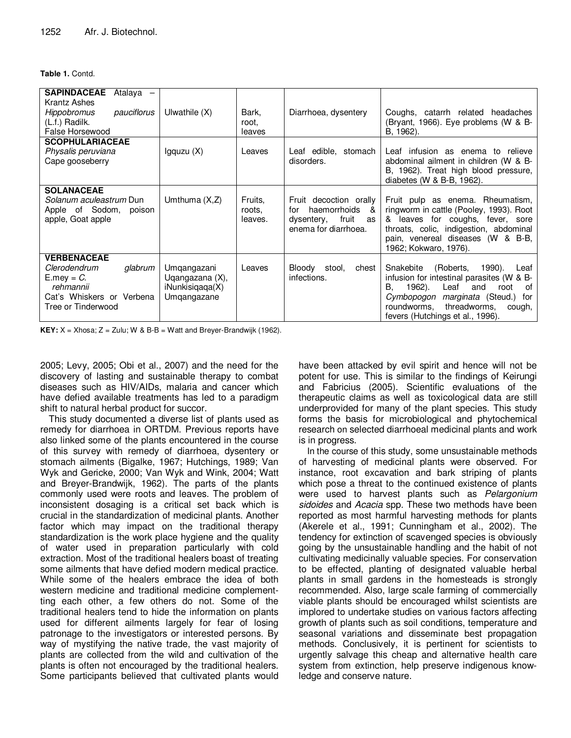**Table 1.** Contd.

| | | | | |
|---|---|---|---|---|
| **SAPINDACEAE** Atalaya – Krantz Ashes *Hippobromus pauciflorus* (L.f.) Radilk. False Horsewood | Ulwathile (X) | Bark, root, leaves | Diarrhoea, dysentery | Coughs, catarrh related headaches (Bryant, 1966). Eye problems (W & B-B, 1962). |
| **SCOPHULARIACEAE** *Physalis peruviana* Cape gooseberry | Igquzu (X) | Leaves | Leaf edible, stomach disorders. | Leaf infusion as enema to relieve abdominal ailment in children (W & B-B, 1962). Treat high blood pressure, diabetes (W & B-B, 1962). |
| **SOLANACEAE** *Solanum aculeastrum* Dun Apple of Sodom, poison apple, Goat apple | Umthuma (X,Z) | Fruits, roots, leaves. | Fruit decoction orally for haemorrhoids & dysentery, fruit as enema for diarrhoea. | Fruit pulp as enema. Rheumatism, ringworm in cattle (Pooley, 1993). Root & leaves for coughs, fever, sore throats, colic, indigestion, abdominal pain, venereal diseases (W & B-B, 1962; Kokwaro, 1976). |
| **VERBENACEAE** *Clerodendrum glabrum* E.mey = *C. rehmannii* Cat's Whiskers or Verbena Tree or Tinderwood | Umqangazani Uqangazana (X), iNunkisiqaqa(X) Umqangazane | Leaves | Bloody stool, chest infections. | Snakebite (Roberts, 1990). Leaf infusion for intestinal parasites (W & B-B, 1962). Leaf and root of *Cymbopogon marginata* (Steud.) for roundworms, threadworms, cough, fevers (Hutchings et al., 1996). |

**KEY:** X = Xhosa; Z = Zulu; W & B-B = Watt and Breyer-Brandwijk (1962).

2005; Levy, 2005; Obi et al., 2007) and the need for the discovery of lasting and sustainable therapy to combat diseases such as HIV/AIDs, malaria and cancer which have defied available treatments has led to a paradigm shift to natural herbal product for succor.

This study documented a diverse list of plants used as remedy for diarrhoea in ORTDM. Previous reports have also linked some of the plants encountered in the course of this survey with remedy of diarrhoea, dysentery or stomach ailments (Bigalke, 1967; Hutchings, 1989; Van Wyk and Gericke, 2000; Van Wyk and Wink, 2004; Watt and Breyer-Brandwijk, 1962). The parts of the plants commonly used were roots and leaves. The problem of inconsistent dosaging is a critical set back which is crucial in the standardization of medicinal plants. Another factor which may impact on the traditional therapy standardization is the work place hygiene and the quality of water used in preparation particularly with cold extraction. Most of the traditional healers boast of treating some ailments that have defied modern medical practice. While some of the healers embrace the idea of both western medicine and traditional medicine complementting each other, a few others do not. Some of the traditional healers tend to hide the information on plants used for different ailments largely for fear of losing patronage to the investigators or interested persons. By way of mystifying the native trade, the vast majority of plants are collected from the wild and cultivation of the plants is often not encouraged by the traditional healers. Some participants believed that cultivated plants would have been attacked by evil spirit and hence will not be potent for use. This is similar to the findings of Keirungi and Fabricius (2005). Scientific evaluations of the therapeutic claims as well as toxicological data are still underprovided for many of the plant species. This study forms the basis for microbiological and phytochemical research on selected diarrhoeal medicinal plants and work is in progress.

In the course of this study, some unsustainable methods of harvesting of medicinal plants were observed. For instance, root excavation and bark striping of plants which pose a threat to the continued existence of plants were used to harvest plants such as *Pelargonium sidoides* and *Acacia* spp. These two methods have been reported as most harmful harvesting methods for plants (Akerele et al., 1991; Cunningham et al., 2002). The tendency for extinction of scavenged species is obviously going by the unsustainable handling and the habit of not cultivating medicinally valuable species. For conservation to be effected, planting of designated valuable herbal plants in small gardens in the homesteads is strongly recommended. Also, large scale farming of commercially viable plants should be encouraged whilst scientists are implored to undertake studies on various factors affecting growth of plants such as soil conditions, temperature and seasonal variations and disseminate best propagation methods. Conclusively, it is pertinent for scientists to urgently salvage this cheap and alternative health care system from extinction, help preserve indigenous knowledge and conserve nature.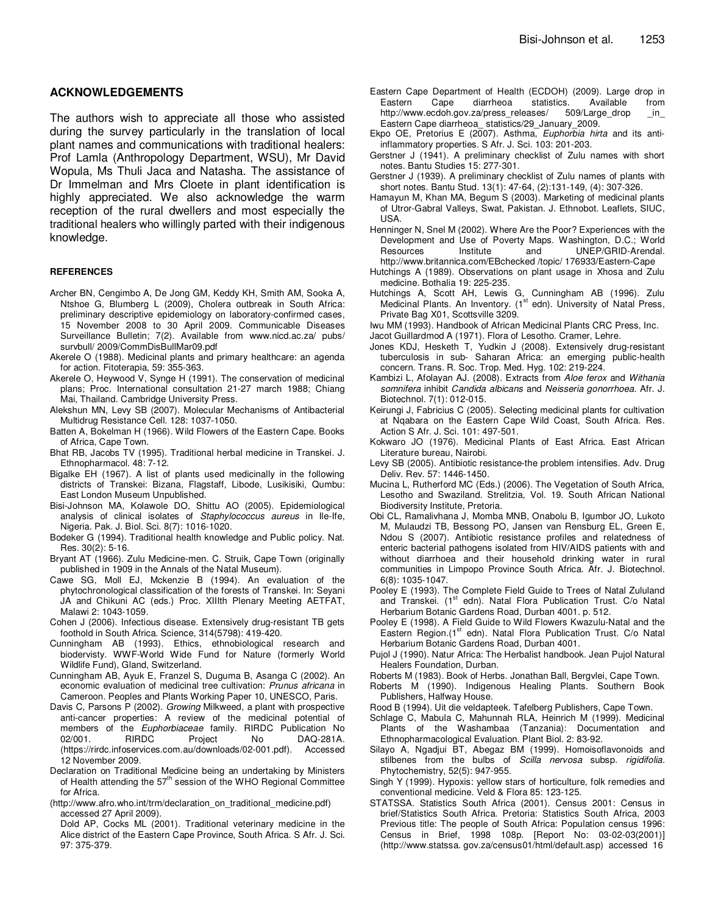## ACKNOWLEDGEMENTS

The authors wish to appreciate all those who assisted during the survey particularly in the translation of local plant names and communications with traditional healers: Prof Lamla (Anthropology Department, WSU), Mr David Wopula, Ms Thuli Jaca and Natasha. The assistance of Dr Immelman and Mrs Cloete in plant identification is highly appreciated. We also acknowledge the warm reception of the rural dwellers and most especially the traditional healers who willingly parted with their indigenous knowledge.

### REFERENCES

Archer BN, Cengimbo A, De Jong GM, Keddy KH, Smith AM, Sooka A, Ntshoe G, Blumberg L (2009), Cholera outbreak in South Africa: preliminary descriptive epidemiology on laboratory-confirmed cases, 15 November 2008 to 30 April 2009. Communicable Diseases Surveillance Bulletin; 7(2). Available from www.nicd.ac.za/ pubs/ survbull/ 2009/CommDisBullMar09.pdf

Akerele O (1988). Medicinal plants and primary healthcare: an agenda for action. Fitoterapia, 59: 355-363.

Akerele O, Heywood V, Synge H (1991). The conservation of medicinal plans; Proc. International consultation 21-27 march 1988; Chiang Mai, Thailand. Cambridge University Press.

Alekshun MN, Levy SB (2007). Molecular Mechanisms of Antibacterial Multidrug Resistance Cell. 128: 1037-1050.

Batten A, Bokelman H (1966). Wild Flowers of the Eastern Cape. Books of Africa, Cape Town.

Bhat RB, Jacobs TV (1995). Traditional herbal medicine in Transkei. J. Ethnopharmacol. 48: 7-12.

Bigalke EH (1967). A list of plants used medicinally in the following districts of Transkei: Bizana, Flagstaff, Libode, Lusikisiki, Qumbu: East London Museum Unpublished.

Bisi-Johnson MA, Kolawole DO, Shittu AO (2005). Epidemiological analysis of clinical isolates of *Staphylococcus aureus* in Ile-Ife, Nigeria. Pak. J. Biol. Sci. 8(7): 1016-1020.

Bodeker G (1994). Traditional health knowledge and Public policy. Nat. Res. 30(2): 5-16.

Bryant AT (1966). Zulu Medicine-men. C. Struik, Cape Town (originally published in 1909 in the Annals of the Natal Museum).

Cawe SG, Moll EJ, Mckenzie B (1994). An evaluation of the phytochronological classification of the forests of Transkei. In: Seyani JA and Chikuni AC (eds.) Proc. XIIIth Plenary Meeting AETFAT, Malawi 2: 1043-1059.

Cohen J (2006). Infectious disease. Extensively drug-resistant TB gets foothold in South Africa. Science, 314(5798): 419-420.

Cunningham AB (1993). Ethics, ethnobiological research and biodervisty. WWF-World Wide Fund for Nature (formerly World Wildlife Fund), Gland, Switzerland.

Cunningham AB, Ayuk E, Franzel S, Duguma B, Asanga C (2002). An economic evaluation of medicinal tree cultivation: *Prunus africana* in Cameroon. Peoples and Plants Working Paper 10, UNESCO, Paris.

Davis C, Parsons P (2002). *Growing* Milkweed, a plant with prospective anti-cancer properties: A review of the medicinal potential of members of the *Euphorbiaceae* family. RIRDC Publication No 02/001. RIRDC Project No DAQ-281A. (https://rirdc.infoservices.com.au/downloads/02-001.pdf). Accessed 12 November 2009.

Declaration on Traditional Medicine being an undertaking by Ministers of Health attending the 57[th] session of the WHO Regional Committee for Africa.

(http://www.afro.who.int/trm/declaration_on_traditional_medicine.pdf) accessed 27 April 2009).

Dold AP, Cocks ML (2001). Traditional veterinary medicine in the Alice district of the Eastern Cape Province, South Africa. S Afr. J. Sci. 97: 375-379.

Eastern Cape Department of Health (ECDOH) (2009). Large drop in Eastern Cape diarrheoa statistics. Available from http://www.ecdoh.gov.za/press_releases/ 509/Large_drop _in_ Eastern Cape diarrheoa_ statistics/29_January_2009.

Ekpo OE, Pretorius E (2007). Asthma, *Euphorbia hirta* and its anti-inflammatory properties. S Afr. J. Sci. 103: 201-203.

Gerstner J (1941). A preliminary checklist of Zulu names with short notes. Bantu Studies 15: 277-301.

Gerstner J (1939). A preliminary checklist of Zulu names of plants with short notes. Bantu Stud. 13(1): 47-64, (2):131-149, (4): 307-326.

Hamayun M, Khan MA, Begum S (2003). Marketing of medicinal plants of Utror-Gabral Valleys, Swat, Pakistan. J. Ethnobot. Leaflets, SIUC, USA.

Henninger N, Snel M (2002). Where Are the Poor? Experiences with the Development and Use of Poverty Maps. Washington, D.C.; World Resources Institute and UNEP/GRID-Arendal. http://www.britannica.com/EBchecked /topic/ 176933/Eastern-Cape

Hutchings A (1989). Observations on plant usage in Xhosa and Zulu medicine. Bothalia 19: 225-235.

Hutchings A, Scott AH, Lewis G, Cunningham AB (1996). Zulu Medicinal Plants. An Inventory. (1[st] edn). University of Natal Press, Private Bag X01, Scottsville 3209.

Iwu MM (1993). Handbook of African Medicinal Plants CRC Press, Inc.

Jacot Guillardmod A (1971). Flora of Lesotho. Cramer, Lehre.

Jones KDJ, Hesketh T, Yudkin J (2008). Extensively drug-resistant tuberculosis in sub- Saharan Africa: an emerging public-health concern. Trans. R. Soc. Trop. Med. Hyg. 102: 219-224.

Kambizi L, Afolayan AJ. (2008). Extracts from *Aloe ferox* and *Withania somnifera* inhibit *Candida albicans* and *Neisseria gonorrhoea.* Afr. J. Biotechnol. 7(1): 012-015.

Keirungi J, Fabricius C (2005). Selecting medicinal plants for cultivation at Nqabara on the Eastern Cape Wild Coast, South Africa. Res. Action S Afr. J. Sci. 101: 497-501.

Kokwaro JO (1976). Medicinal Plants of East Africa. East African Literature bureau, Nairobi.

Levy SB (2005). Antibiotic resistance-the problem intensifies. Adv. Drug Deliv. Rev. 57: 1446-1450.

Mucina L, Rutherford MC (Eds.) (2006). The Vegetation of South Africa, Lesotho and Swaziland. Strelitzia, Vol. 19. South African National Biodiversity Institute, Pretoria.

Obi CL, Ramalivhana J, Momba MNB, Onabolu B, Igumbor JO, Lukoto M, Mulaudzi TB, Bessong PO, Jansen van Rensburg EL, Green E, Ndou S (2007). Antibiotic resistance profiles and relatedness of enteric bacterial pathogens isolated from HIV/AIDS patients with and without diarrhoea and their household drinking water in rural communities in Limpopo Province South Africa. Afr. J. Biotechnol. 6(8): 1035-1047.

Pooley E (1993). The Complete Field Guide to Trees of Natal Zululand and Transkei. (1[st] edn). Natal Flora Publication Trust. C/o Natal Herbarium Botanic Gardens Road, Durban 4001. p. 512.

Pooley E (1998). A Field Guide to Wild Flowers Kwazulu-Natal and the Eastern Region.(1[st] edn). Natal Flora Publication Trust. C/o Natal Herbarium Botanic Gardens Road, Durban 4001.

Pujol J (1990). Natur Africa: The Herbalist handbook. Jean Pujol Natural Healers Foundation, Durban.

Roberts M (1983). Book of Herbs. Jonathan Ball, Bergvlei, Cape Town.

Roberts M (1990). Indigenous Healing Plants. Southern Book Publishers, Halfway House.

Rood B (1994). Uit die veldapteek. Tafelberg Publishers, Cape Town.

Schlage C, Mabula C, Mahunnah RLA, Heinrich M (1999). Medicinal Plants of the Washambaa (Tanzania): Documentation and Ethnopharmacological Evaluation. Plant Biol. 2: 83-92.

Silayo A, Ngadjui BT, Abegaz BM (1999). Homoisoflavonoids and stilbenes from the bulbs of *Scilla nervosa* subsp. *rigidifolia.* Phytochemistry, 52(5): 947-955.

Singh Y (1999). Hypoxis: yellow stars of horticulture, folk remedies and conventional medicine. Veld & Flora 85: 123-125.

STATSSA. Statistics South Africa (2001). Census 2001: Census in brief/Statistics South Africa. Pretoria: Statistics South Africa, 2003 Previous title: The people of South Africa: Population census 1996: Census in Brief, 1998 108p. [Report No: 03-02-03(2001)] (http://www.statssa. gov.za/census01/html/default.asp) accessed 16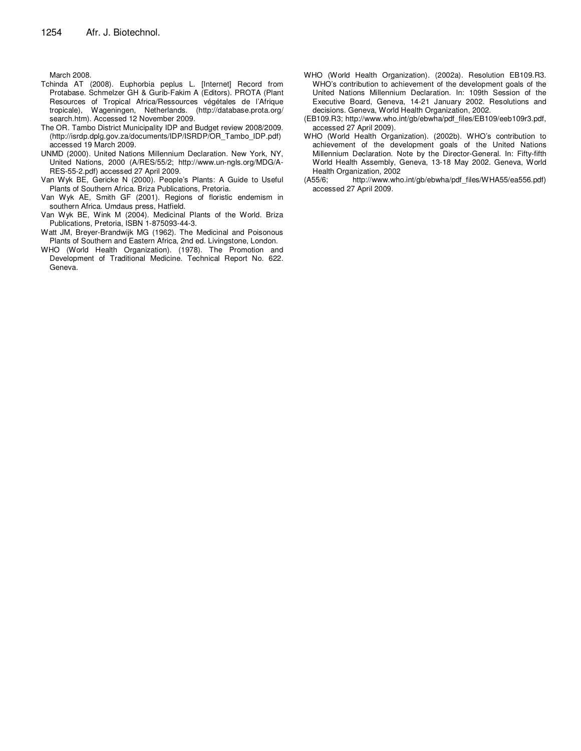March 2008.

Tchinda AT (2008). Euphorbia peplus L. [Internet] Record from Protabase. Schmelzer GH & Gurib-Fakim A (Editors). PROTA (Plant Resources of Tropical Africa/Ressources végétales de l'Afrique tropicale), Wageningen, Netherlands. (http://database.prota.org/search.htm). Accessed 12 November 2009.

The OR. Tambo District Municipality IDP and Budget review 2008/2009. (http://isrdp.dplg.gov.za/documents/IDP/ISRDP/OR_Tambo_IDP.pdf) accessed 19 March 2009.

UNMD (2000). United Nations Millennium Declaration. New York, NY, United Nations, 2000 (A/RES/55/2; http://www.un-ngls.org/MDG/A-RES-55-2.pdf) accessed 27 April 2009.

Van Wyk BE, Gericke N (2000). People's Plants: A Guide to Useful Plants of Southern Africa. Briza Publications, Pretoria.

Van Wyk AE, Smith GF (2001). Regions of floristic endemism in southern Africa. Umdaus press, Hatfield.

Van Wyk BE, Wink M (2004). Medicinal Plants of the World. Briza Publications, Pretoria, ISBN 1-875093-44-3.

Watt JM, Breyer-Brandwijk MG (1962). The Medicinal and Poisonous Plants of Southern and Eastern Africa, 2nd ed. Livingstone, London.

WHO (World Health Organization). (1978). The Promotion and Development of Traditional Medicine. Technical Report No. 622. Geneva.

WHO (World Health Organization). (2002a). Resolution EB109.R3. WHO's contribution to achievement of the development goals of the United Nations Millennium Declaration. In: 109th Session of the Executive Board, Geneva, 14-21 January 2002. Resolutions and decisions. Geneva, World Health Organization, 2002.
(EB109.R3; http://www.who.int/gb/ebwha/pdf_files/EB109/eeb109r3.pdf, accessed 27 April 2009).

WHO (World Health Organization). (2002b). WHO's contribution to achievement of the development goals of the United Nations Millennium Declaration. Note by the Director-General. In: Fifty-fifth World Health Assembly, Geneva, 13-18 May 2002. Geneva, World Health Organization, 2002
(A55/6; http://www.who.int/gb/ebwha/pdf_files/WHA55/ea556.pdf) accessed 27 April 2009.